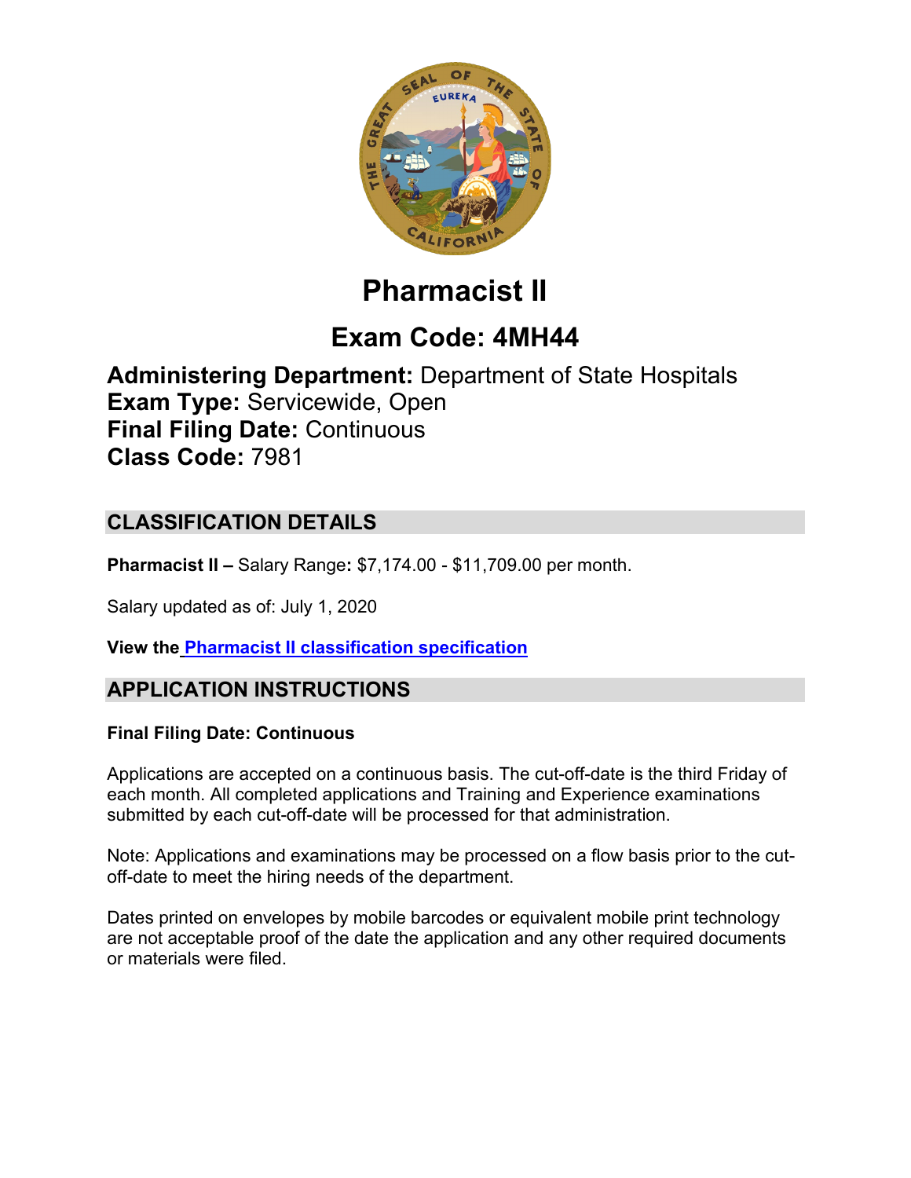# Pharmacist II

## Exam Code: 4MH44

**Administering Department:** Department of State Hospitals
**Exam Type:** Servicewide, Open
**Final Filing Date:** Continuous
**Class Code:** 7981

## CLASSIFICATION DETAILS

**Pharmacist II –** Salary Range**:** $7,174.00 - $11,709.00 per month.

Salary updated as of: July 1, 2020

**View the** **Pharmacist II classification specification**

## APPLICATION INSTRUCTIONS

**Final Filing Date: Continuous**

Applications are accepted on a continuous basis. The cut-off-date is the third Friday of each month. All completed applications and Training and Experience examinations submitted by each cut-off-date will be processed for that administration.

Note: Applications and examinations may be processed on a flow basis prior to the cut-off-date to meet the hiring needs of the department.

Dates printed on envelopes by mobile barcodes or equivalent mobile print technology are not acceptable proof of the date the application and any other required documents or materials were filed.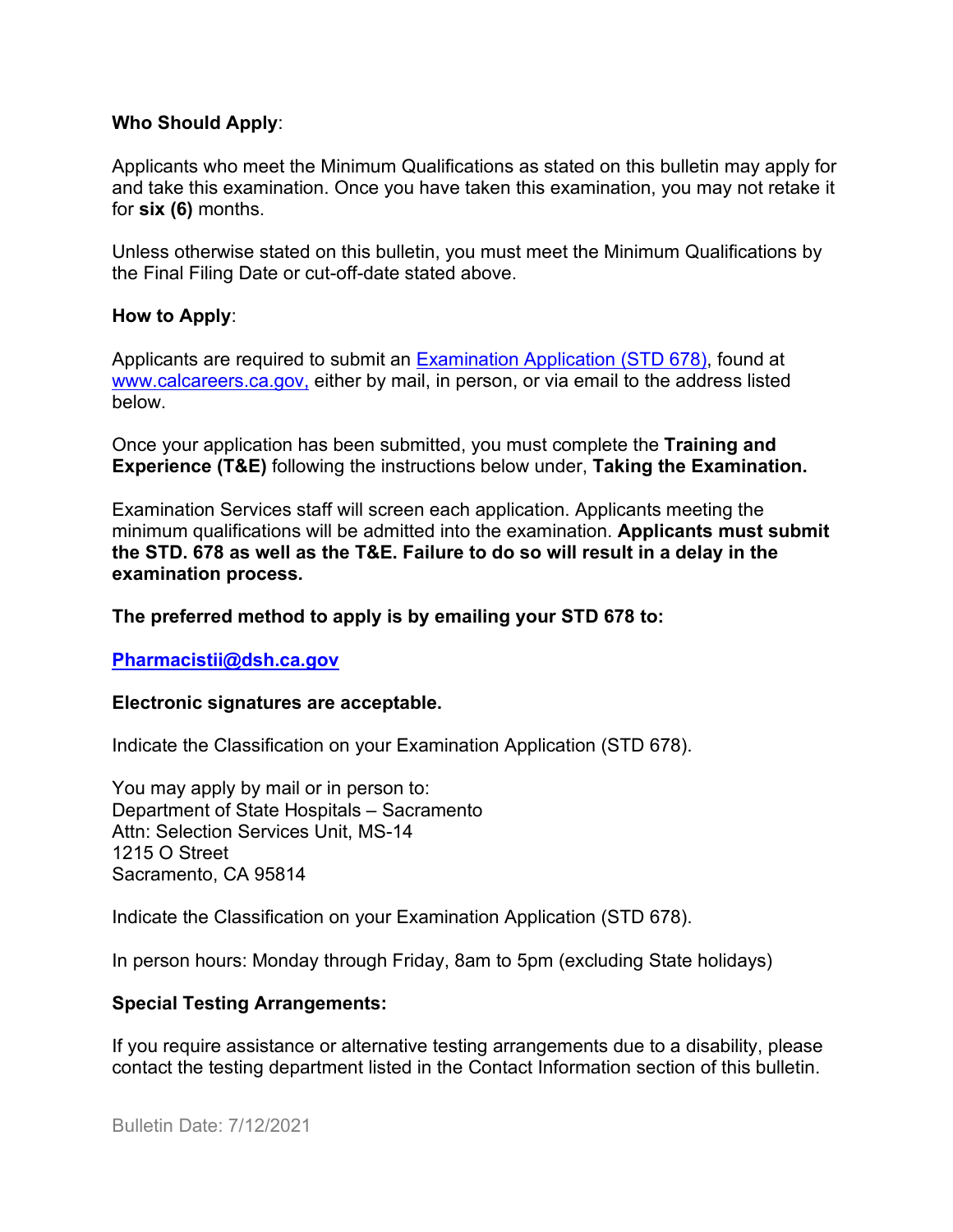**Who Should Apply**:

Applicants who meet the Minimum Qualifications as stated on this bulletin may apply for and take this examination. Once you have taken this examination, you may not retake it for **six (6)** months.

Unless otherwise stated on this bulletin, you must meet the Minimum Qualifications by the Final Filing Date or cut-off-date stated above.

**How to Apply**:

Applicants are required to submit an [Examination Application (STD 678)](), found at [www.calcareers.ca.gov,]() either by mail, in person, or via email to the address listed below.

Once your application has been submitted, you must complete the **Training and Experience (T&E)** following the instructions below under, **Taking the Examination.**

Examination Services staff will screen each application. Applicants meeting the minimum qualifications will be admitted into the examination. **Applicants must submit the STD. 678 as well as the T&E. Failure to do so will result in a delay in the examination process.**

**The preferred method to apply is by emailing your STD 678 to:**

**[Pharmacistii@dsh.ca.gov]()**

**Electronic signatures are acceptable.**

Indicate the Classification on your Examination Application (STD 678).

You may apply by mail or in person to:
Department of State Hospitals – Sacramento
Attn: Selection Services Unit, MS-14
1215 O Street
Sacramento, CA 95814

Indicate the Classification on your Examination Application (STD 678).

In person hours: Monday through Friday, 8am to 5pm (excluding State holidays)

**Special Testing Arrangements:**

If you require assistance or alternative testing arrangements due to a disability, please contact the testing department listed in the Contact Information section of this bulletin.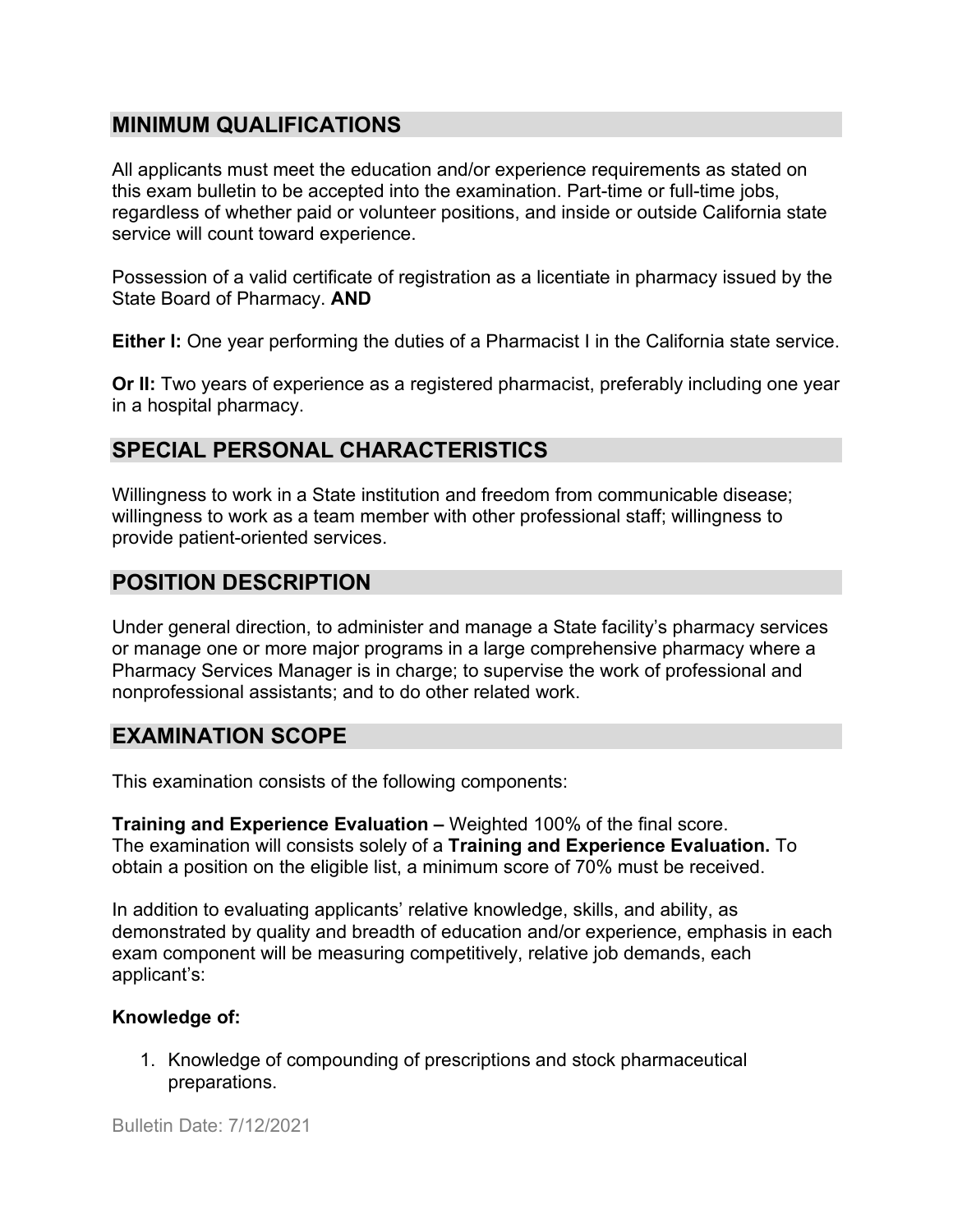## MINIMUM QUALIFICATIONS

All applicants must meet the education and/or experience requirements as stated on this exam bulletin to be accepted into the examination. Part-time or full-time jobs, regardless of whether paid or volunteer positions, and inside or outside California state service will count toward experience.

Possession of a valid certificate of registration as a licentiate in pharmacy issued by the State Board of Pharmacy. **AND**

**Either I:** One year performing the duties of a Pharmacist I in the California state service.

**Or II:** Two years of experience as a registered pharmacist, preferably including one year in a hospital pharmacy.

## SPECIAL PERSONAL CHARACTERISTICS

Willingness to work in a State institution and freedom from communicable disease; willingness to work as a team member with other professional staff; willingness to provide patient-oriented services.

## POSITION DESCRIPTION

Under general direction, to administer and manage a State facility's pharmacy services or manage one or more major programs in a large comprehensive pharmacy where a Pharmacy Services Manager is in charge; to supervise the work of professional and nonprofessional assistants; and to do other related work.

## EXAMINATION SCOPE

This examination consists of the following components:

**Training and Experience Evaluation –** Weighted 100% of the final score.
The examination will consists solely of a **Training and Experience Evaluation.** To obtain a position on the eligible list, a minimum score of 70% must be received.

In addition to evaluating applicants' relative knowledge, skills, and ability, as demonstrated by quality and breadth of education and/or experience, emphasis in each exam component will be measuring competitively, relative job demands, each applicant's:

**Knowledge of:**

1. Knowledge of compounding of prescriptions and stock pharmaceutical preparations.

Bulletin Date: 7/12/2021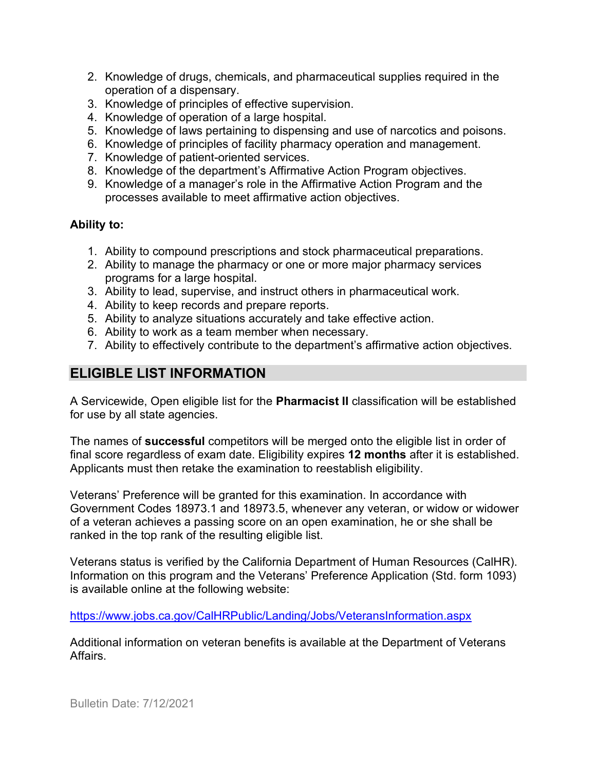2. Knowledge of drugs, chemicals, and pharmaceutical supplies required in the operation of a dispensary.
3. Knowledge of principles of effective supervision.
4. Knowledge of operation of a large hospital.
5. Knowledge of laws pertaining to dispensing and use of narcotics and poisons.
6. Knowledge of principles of facility pharmacy operation and management.
7. Knowledge of patient-oriented services.
8. Knowledge of the department's Affirmative Action Program objectives.
9. Knowledge of a manager's role in the Affirmative Action Program and the processes available to meet affirmative action objectives.

**Ability to:**

1. Ability to compound prescriptions and stock pharmaceutical preparations.
2. Ability to manage the pharmacy or one or more major pharmacy services programs for a large hospital.
3. Ability to lead, supervise, and instruct others in pharmaceutical work.
4. Ability to keep records and prepare reports.
5. Ability to analyze situations accurately and take effective action.
6. Ability to work as a team member when necessary.
7. Ability to effectively contribute to the department's affirmative action objectives.

## ELIGIBLE LIST INFORMATION

A Servicewide, Open eligible list for the **Pharmacist II** classification will be established for use by all state agencies.

The names of **successful** competitors will be merged onto the eligible list in order of final score regardless of exam date. Eligibility expires **12 months** after it is established. Applicants must then retake the examination to reestablish eligibility.

Veterans' Preference will be granted for this examination. In accordance with Government Codes 18973.1 and 18973.5, whenever any veteran, or widow or widower of a veteran achieves a passing score on an open examination, he or she shall be ranked in the top rank of the resulting eligible list.

Veterans status is verified by the California Department of Human Resources (CalHR). Information on this program and the Veterans' Preference Application (Std. form 1093) is available online at the following website:

https://www.jobs.ca.gov/CalHRPublic/Landing/Jobs/VeteransInformation.aspx

Additional information on veteran benefits is available at the Department of Veterans Affairs.

Bulletin Date: 7/12/2021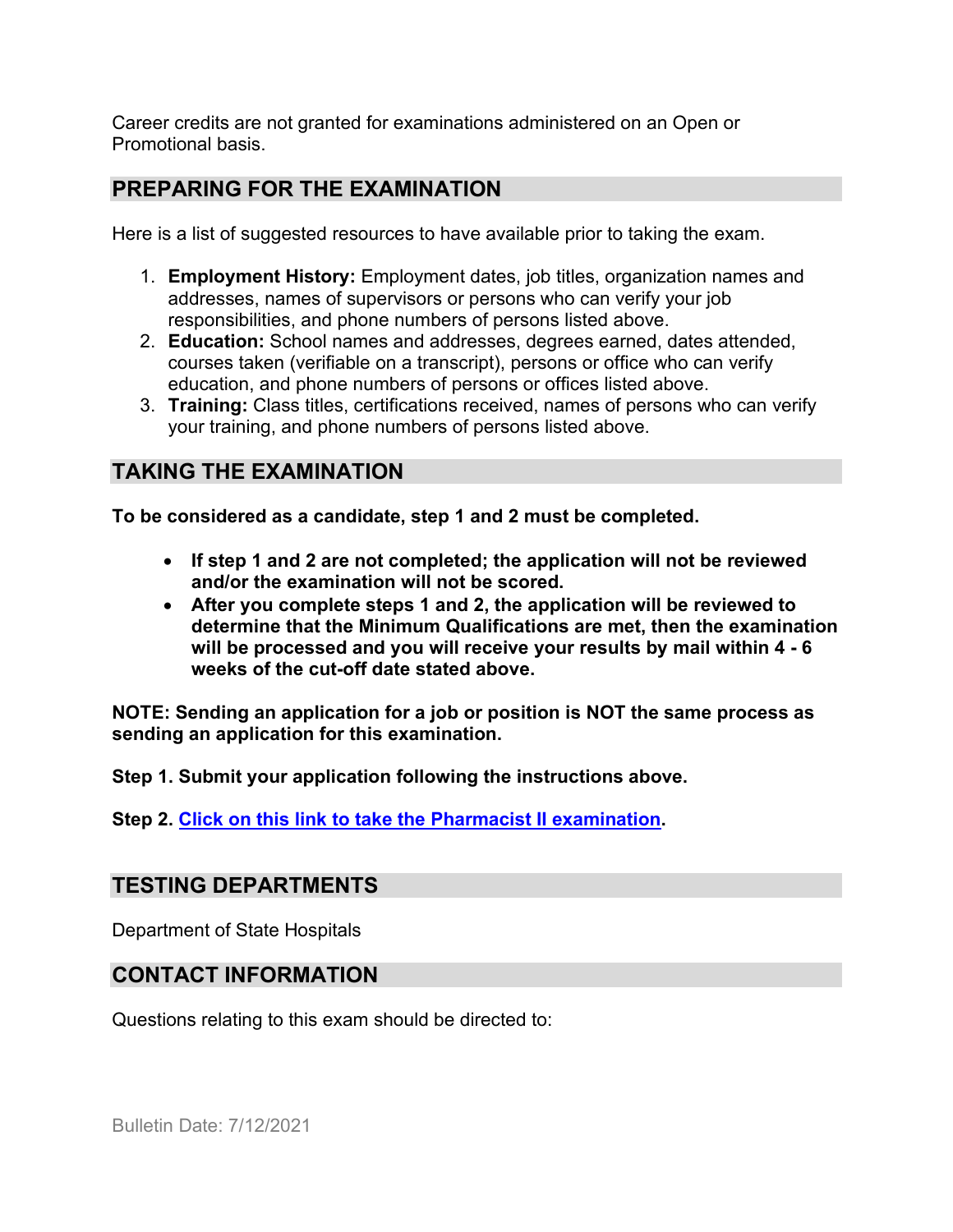Career credits are not granted for examinations administered on an Open or Promotional basis.

## PREPARING FOR THE EXAMINATION

Here is a list of suggested resources to have available prior to taking the exam.

1. **Employment History:** Employment dates, job titles, organization names and addresses, names of supervisors or persons who can verify your job responsibilities, and phone numbers of persons listed above.
2. **Education:** School names and addresses, degrees earned, dates attended, courses taken (verifiable on a transcript), persons or office who can verify education, and phone numbers of persons or offices listed above.
3. **Training:** Class titles, certifications received, names of persons who can verify your training, and phone numbers of persons listed above.

## TAKING THE EXAMINATION

**To be considered as a candidate, step 1 and 2 must be completed.**

- **If step 1 and 2 are not completed; the application will not be reviewed and/or the examination will not be scored.**
- **After you complete steps 1 and 2, the application will be reviewed to determine that the Minimum Qualifications are met, then the examination will be processed and you will receive your results by mail within 4 - 6 weeks of the cut-off date stated above.**

**NOTE: Sending an application for a job or position is NOT the same process as sending an application for this examination.**

**Step 1. Submit your application following the instructions above.**

**Step 2. Click on this link to take the Pharmacist II examination.**

## TESTING DEPARTMENTS

Department of State Hospitals

## CONTACT INFORMATION

Questions relating to this exam should be directed to:

Bulletin Date: 7/12/2021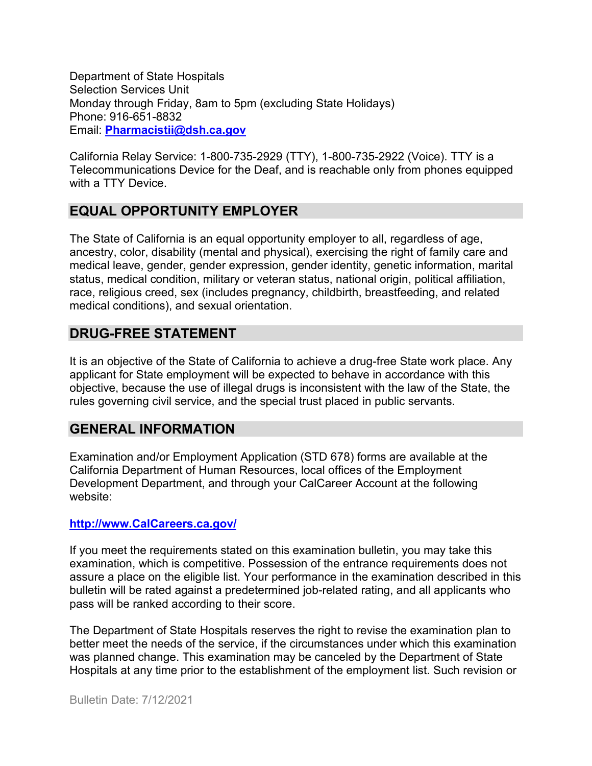Department of State Hospitals
Selection Services Unit
Monday through Friday, 8am to 5pm (excluding State Holidays)
Phone: 916-651-8832
Email: **[Pharmacistii@dsh.ca.gov](mailto:Pharmacistii@dsh.ca.gov)**

California Relay Service: 1-800-735-2929 (TTY), 1-800-735-2922 (Voice). TTY is a Telecommunications Device for the Deaf, and is reachable only from phones equipped with a TTY Device.

## EQUAL OPPORTUNITY EMPLOYER

The State of California is an equal opportunity employer to all, regardless of age, ancestry, color, disability (mental and physical), exercising the right of family care and medical leave, gender, gender expression, gender identity, genetic information, marital status, medical condition, military or veteran status, national origin, political affiliation, race, religious creed, sex (includes pregnancy, childbirth, breastfeeding, and related medical conditions), and sexual orientation.

## DRUG-FREE STATEMENT

It is an objective of the State of California to achieve a drug-free State work place. Any applicant for State employment will be expected to behave in accordance with this objective, because the use of illegal drugs is inconsistent with the law of the State, the rules governing civil service, and the special trust placed in public servants.

## GENERAL INFORMATION

Examination and/or Employment Application (STD 678) forms are available at the California Department of Human Resources, local offices of the Employment Development Department, and through your CalCareer Account at the following website:

**[http://www.CalCareers.ca.gov/](http://www.CalCareers.ca.gov/)**

If you meet the requirements stated on this examination bulletin, you may take this examination, which is competitive. Possession of the entrance requirements does not assure a place on the eligible list. Your performance in the examination described in this bulletin will be rated against a predetermined job-related rating, and all applicants who pass will be ranked according to their score.

The Department of State Hospitals reserves the right to revise the examination plan to better meet the needs of the service, if the circumstances under which this examination was planned change. This examination may be canceled by the Department of State Hospitals at any time prior to the establishment of the employment list. Such revision or

Bulletin Date: 7/12/2021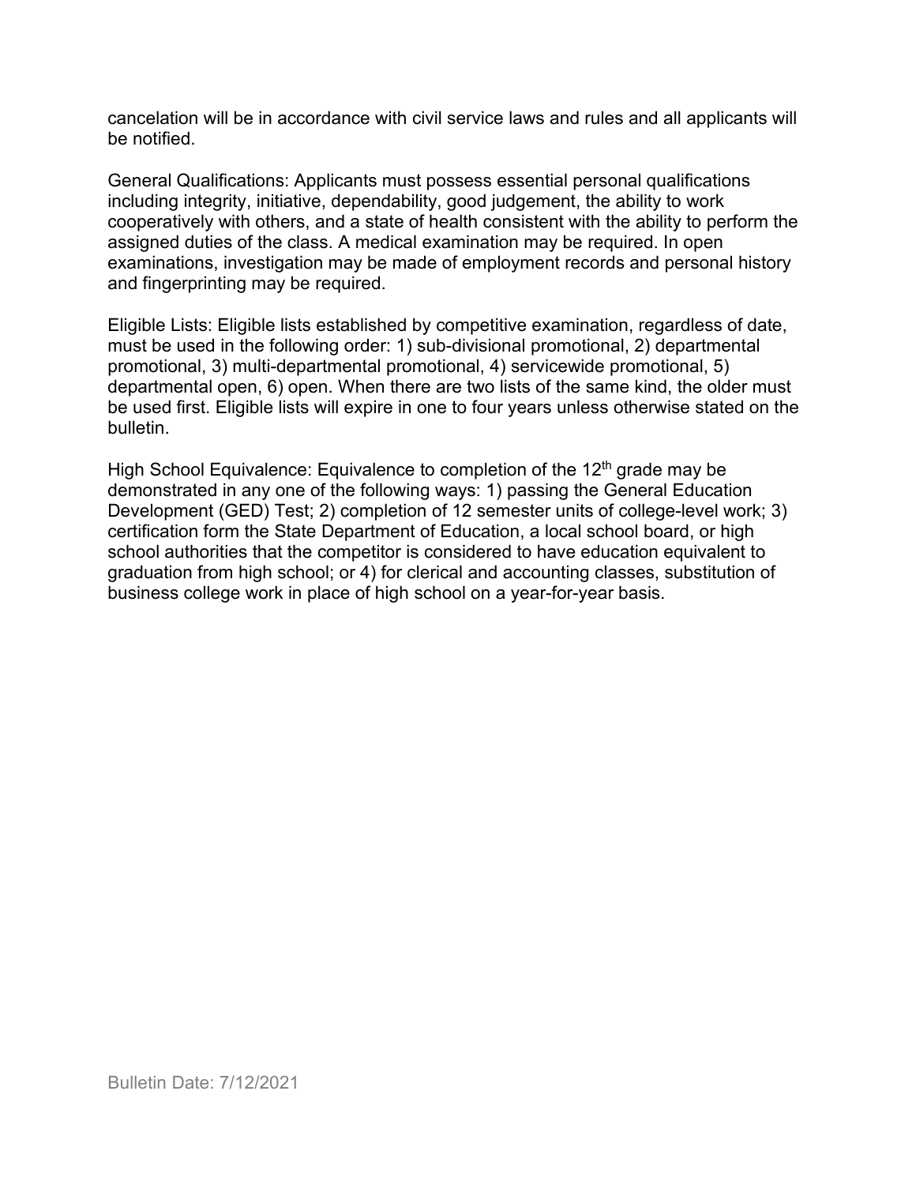cancelation will be in accordance with civil service laws and rules and all applicants will be notified.

General Qualifications: Applicants must possess essential personal qualifications including integrity, initiative, dependability, good judgement, the ability to work cooperatively with others, and a state of health consistent with the ability to perform the assigned duties of the class. A medical examination may be required. In open examinations, investigation may be made of employment records and personal history and fingerprinting may be required.

Eligible Lists: Eligible lists established by competitive examination, regardless of date, must be used in the following order: 1) sub-divisional promotional, 2) departmental promotional, 3) multi-departmental promotional, 4) servicewide promotional, 5) departmental open, 6) open. When there are two lists of the same kind, the older must be used first. Eligible lists will expire in one to four years unless otherwise stated on the bulletin.

High School Equivalence: Equivalence to completion of the 12th grade may be demonstrated in any one of the following ways: 1) passing the General Education Development (GED) Test; 2) completion of 12 semester units of college-level work; 3) certification form the State Department of Education, a local school board, or high school authorities that the competitor is considered to have education equivalent to graduation from high school; or 4) for clerical and accounting classes, substitution of business college work in place of high school on a year-for-year basis.

Bulletin Date: 7/12/2021